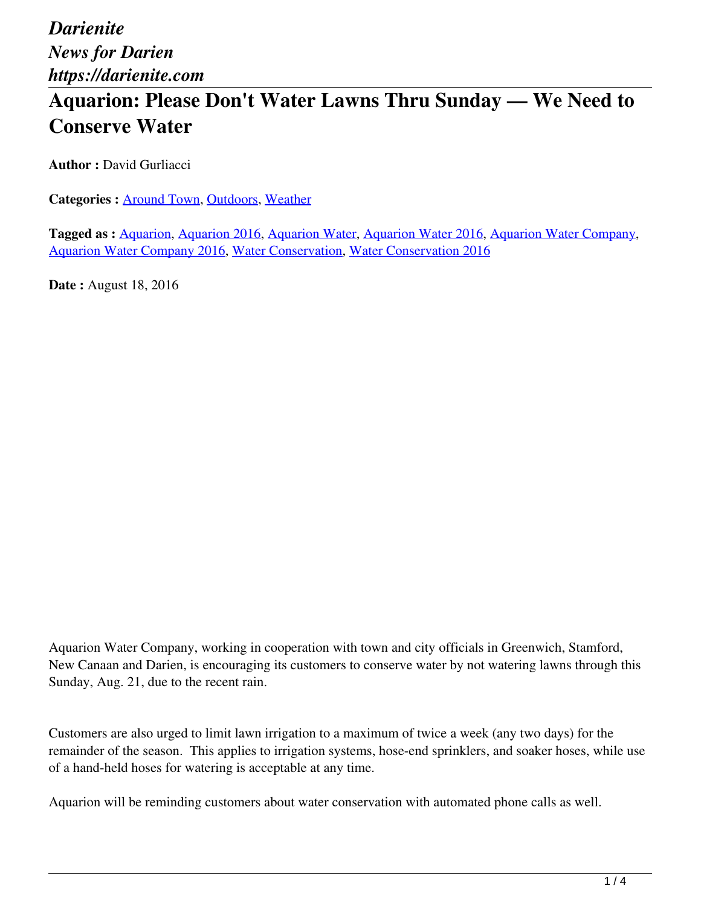*Darienite*
*News for Darien*
*https://darienite.com*

# Aquarion: Please Don't Water Lawns Thru Sunday — We Need to Conserve Water

**Author :** David Gurliacci

**Categories :** Around Town, Outdoors, Weather

**Tagged as :** Aquarion, Aquarion 2016, Aquarion Water, Aquarion Water 2016, Aquarion Water Company, Aquarion Water Company 2016, Water Conservation, Water Conservation 2016

**Date :** August 18, 2016

Aquarion Water Company, working in cooperation with town and city officials in Greenwich, Stamford, New Canaan and Darien, is encouraging its customers to conserve water by not watering lawns through this Sunday, Aug. 21, due to the recent rain.

Customers are also urged to limit lawn irrigation to a maximum of twice a week (any two days) for the remainder of the season. This applies to irrigation systems, hose-end sprinklers, and soaker hoses, while use of a hand-held hoses for watering is acceptable at any time.

Aquarion will be reminding customers about water conservation with automated phone calls as well.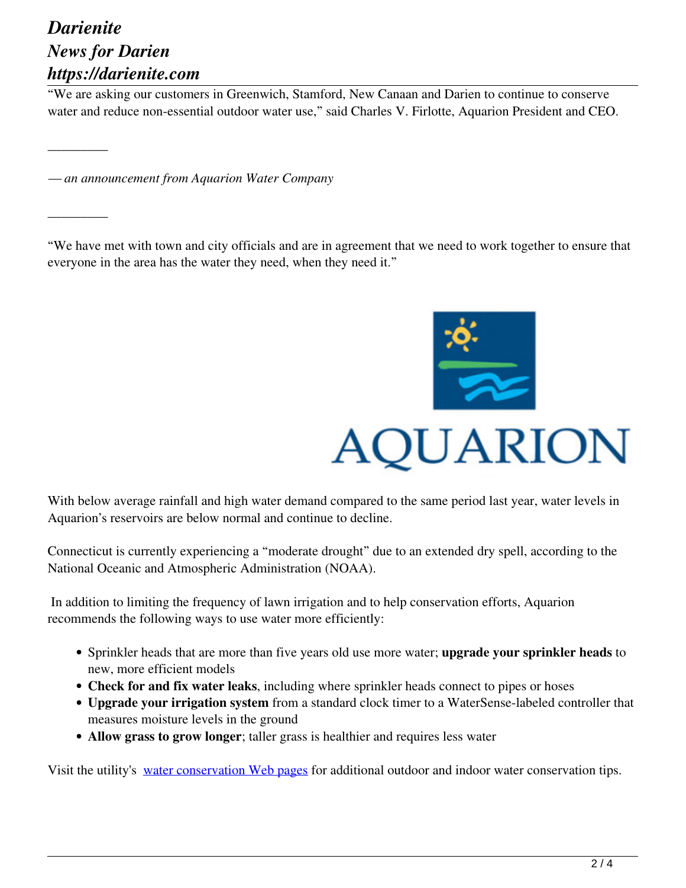"We are asking our customers in Greenwich, Stamford, New Canaan and Darien to continue to conserve water and reduce non-essential outdoor water use," said Charles V. Firlotte, Aquarion President and CEO.

_________

*— an announcement from Aquarion Water Company*

_________

"We have met with town and city officials and are in agreement that we need to work together to ensure that everyone in the area has the water they need, when they need it."

With below average rainfall and high water demand compared to the same period last year, water levels in Aquarion's reservoirs are below normal and continue to decline.

Connecticut is currently experiencing a "moderate drought" due to an extended dry spell, according to the National Oceanic and Atmospheric Administration (NOAA).

In addition to limiting the frequency of lawn irrigation and to help conservation efforts, Aquarion recommends the following ways to use water more efficiently:

- Sprinkler heads that are more than five years old use more water; **upgrade your sprinkler heads** to new, more efficient models
- **Check for and fix water leaks**, including where sprinkler heads connect to pipes or hoses
- **Upgrade your irrigation system** from a standard clock timer to a WaterSense-labeled controller that measures moisture levels in the ground
- **Allow grass to grow longer**; taller grass is healthier and requires less water

Visit the utility's [water conservation Web pages] for additional outdoor and indoor water conservation tips.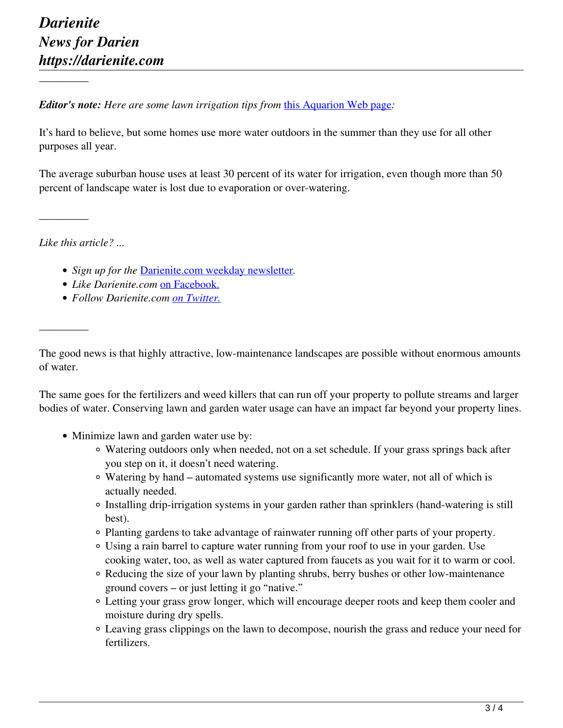---

***Editor's note:*** *Here are some lawn irrigation tips from [this Aquarion Web page](#):*

It's hard to believe, but some homes use more water outdoors in the summer than they use for all other purposes all year.

The average suburban house uses at least 30 percent of its water for irrigation, even though more than 50 percent of landscape water is lost due to evaporation or over-watering.

---

*Like this article? ...*

- *Sign up for the* [Darienite.com weekday newsletter](#).
- *Like Darienite.com* [on Facebook.](#)
- *Follow Darienite.com* [*on Twitter.*](#)

---

The good news is that highly attractive, low-maintenance landscapes are possible without enormous amounts of water.

The same goes for the fertilizers and weed killers that can run off your property to pollute streams and larger bodies of water. Conserving lawn and garden water usage can have an impact far beyond your property lines.

- Minimize lawn and garden water use by:
  - Watering outdoors only when needed, not on a set schedule. If your grass springs back after you step on it, it doesn't need watering.
  - Watering by hand – automated systems use significantly more water, not all of which is actually needed.
  - Installing drip-irrigation systems in your garden rather than sprinklers (hand-watering is still best).
  - Planting gardens to take advantage of rainwater running off other parts of your property.
  - Using a rain barrel to capture water running from your roof to use in your garden. Use cooking water, too, as well as water captured from faucets as you wait for it to warm or cool.
  - Reducing the size of your lawn by planting shrubs, berry bushes or other low-maintenance ground covers – or just letting it go "native."
  - Letting your grass grow longer, which will encourage deeper roots and keep them cooler and moisture during dry spells.
  - Leaving grass clippings on the lawn to decompose, nourish the grass and reduce your need for fertilizers.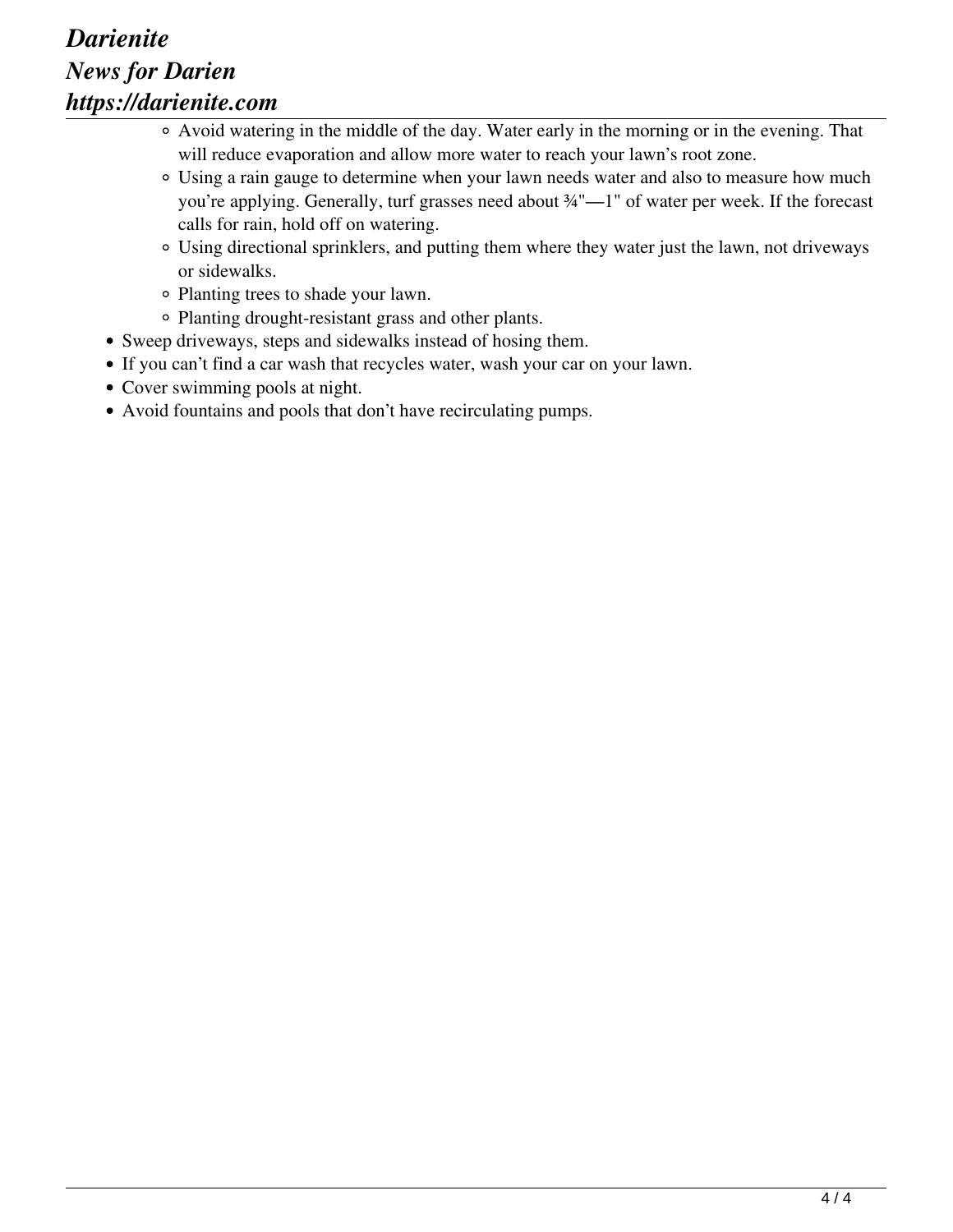- Avoid watering in the middle of the day. Water early in the morning or in the evening. That will reduce evaporation and allow more water to reach your lawn's root zone.
  - Using a rain gauge to determine when your lawn needs water and also to measure how much you're applying. Generally, turf grasses need about ¾"—1" of water per week. If the forecast calls for rain, hold off on watering.
  - Using directional sprinklers, and putting them where they water just the lawn, not driveways or sidewalks.
  - Planting trees to shade your lawn.
  - Planting drought-resistant grass and other plants.
- Sweep driveways, steps and sidewalks instead of hosing them.
- If you can't find a car wash that recycles water, wash your car on your lawn.
- Cover swimming pools at night.
- Avoid fountains and pools that don't have recirculating pumps.